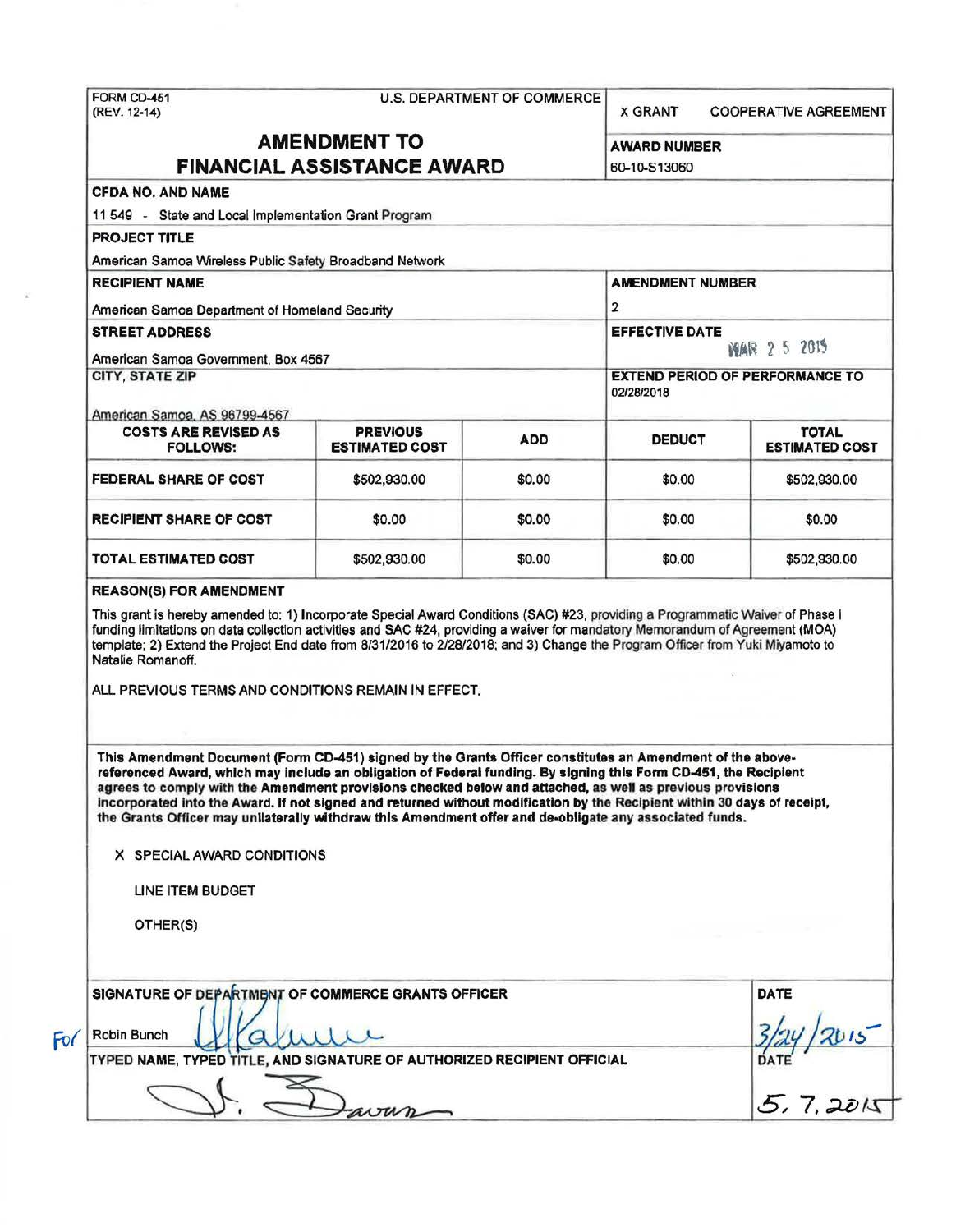FORM CD-451
(REV. 12-14)

U.S. DEPARTMENT OF COMMERCE

X GRANT   COOPERATIVE AGREEMENT

# AMENDMENT TO FINANCIAL ASSISTANCE AWARD

**AWARD NUMBER**
60-10-S13060

**CFDA NO. AND NAME**
11.549 - State and Local Implementation Grant Program

**PROJECT TITLE**
American Samoa Wireless Public Safety Broadband Network

**RECIPIENT NAME**
American Samoa Department of Homeland Security

**AMENDMENT NUMBER**
2

**STREET ADDRESS**
American Samoa Government, Box 4567

**EFFECTIVE DATE**
MAR 25 2015

**CITY, STATE ZIP**
American Samoa, AS 96799-4567

**EXTEND PERIOD OF PERFORMANCE TO**
02/28/2018

| COSTS ARE REVISED AS FOLLOWS: | PREVIOUS ESTIMATED COST | ADD | DEDUCT | TOTAL ESTIMATED COST |
|---|---|---|---|---|
| FEDERAL SHARE OF COST | $502,930.00 | $0.00 | $0.00 | $502,930.00 |
| RECIPIENT SHARE OF COST | $0.00 | $0.00 | $0.00 | $0.00 |
| TOTAL ESTIMATED COST | $502,930.00 | $0.00 | $0.00 | $502,930.00 |

**REASON(S) FOR AMENDMENT**

This grant is hereby amended to: 1) Incorporate Special Award Conditions (SAC) #23, providing a Programmatic Waiver of Phase I funding limitations on data collection activities and SAC #24, providing a waiver for mandatory Memorandum of Agreement (MOA) template; 2) Extend the Project End date from 8/31/2016 to 2/28/2018; and 3) Change the Program Officer from Yuki Miyamoto to Natalie Romanoff.

ALL PREVIOUS TERMS AND CONDITIONS REMAIN IN EFFECT.

**This Amendment Document (Form CD-451) signed by the Grants Officer constitutes an Amendment of the above-referenced Award, which may include an obligation of Federal funding. By signing this Form CD-451, the Recipient agrees to comply with the Amendment provisions checked below and attached, as well as previous provisions incorporated into the Award. If not signed and returned without modification by the Recipient within 30 days of receipt, the Grants Officer may unilaterally withdraw this Amendment offer and de-obligate any associated funds.**

X SPECIAL AWARD CONDITIONS

LINE ITEM BUDGET

OTHER(S)

**SIGNATURE OF DEPARTMENT OF COMMERCE GRANTS OFFICER**

For Robin Bunch [signature]

**DATE**
3/24/2015

**TYPED NAME, TYPED TITLE, AND SIGNATURE OF AUTHORIZED RECIPIENT OFFICIAL**

[signature]

**DATE**
5.7.2015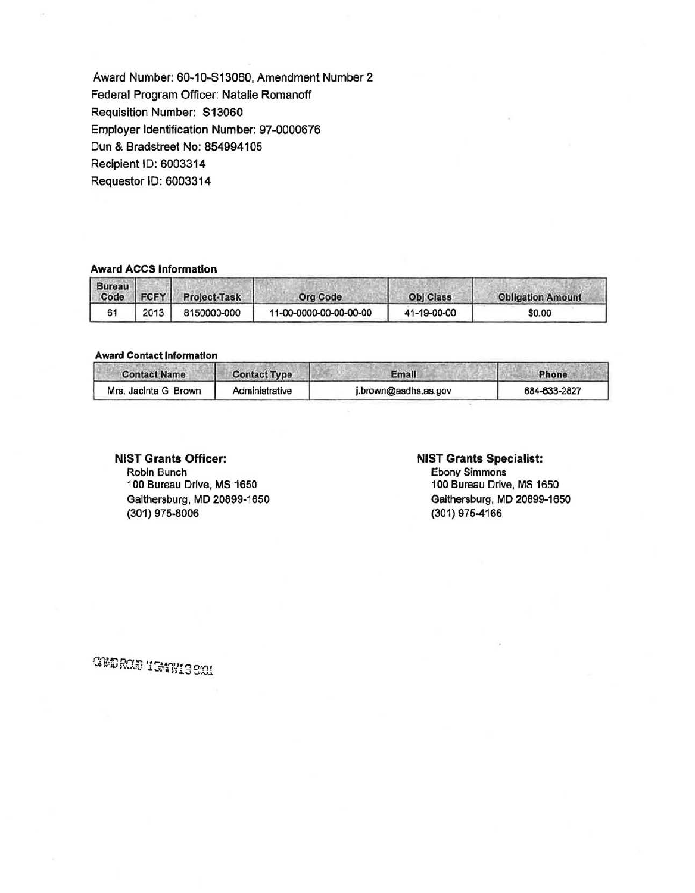Award Number: 60-10-S13060, Amendment Number 2
Federal Program Officer: Natalie Romanoff
Requisition Number: S13060
Employer Identification Number: 97-0000676
Dun & Bradstreet No: 854994105
Recipient ID: 6003314
Requestor ID: 6003314

**Award ACCS Information**

| Bureau Code | FCFY | Project-Task | Org Code | Obj Class | Obligation Amount |
|---|---|---|---|---|---|
| 61 | 2013 | 8150000-000 | 11-00-0000-00-00-00-00 | 41-19-00-00 | $0.00 |

**Award Contact Information**

| Contact Name | Contact Type | Email | Phone |
|---|---|---|---|
| Mrs. Jacinta G Brown | Administrative | j.brown@asdhs.as.gov | 684-633-2827 |

**NIST Grants Officer:**
Robin Bunch
100 Bureau Drive, MS 1650
Gaithersburg, MD 20899-1650
(301) 975-8006

**NIST Grants Specialist:**
Ebony Simmons
100 Bureau Drive, MS 1650
Gaithersburg, MD 20899-1650
(301) 975-4166

GMD RCVD 13MAY13 8:01